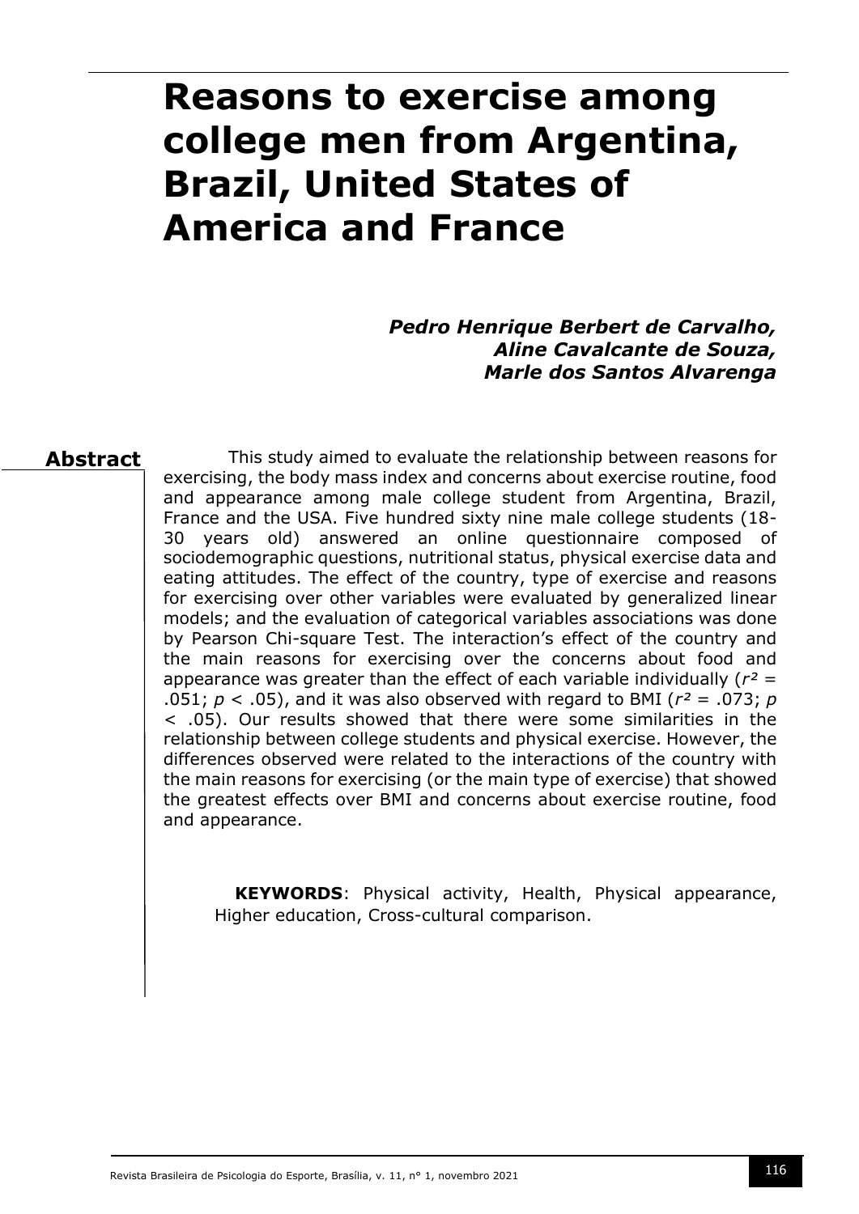# Reasons to exercise among college men from Argentina, Brazil, United States of America and France

***Pedro Henrique Berbert de Carvalho,***
***Aline Cavalcante de Souza,***
***Marle dos Santos Alvarenga***

## Abstract

This study aimed to evaluate the relationship between reasons for exercising, the body mass index and concerns about exercise routine, food and appearance among male college student from Argentina, Brazil, France and the USA. Five hundred sixty nine male college students (18-30 years old) answered an online questionnaire composed of sociodemographic questions, nutritional status, physical exercise data and eating attitudes. The effect of the country, type of exercise and reasons for exercising over other variables were evaluated by generalized linear models; and the evaluation of categorical variables associations was done by Pearson Chi-square Test. The interaction's effect of the country and the main reasons for exercising over the concerns about food and appearance was greater than the effect of each variable individually ($r^2$ = .051; $p$ < .05), and it was also observed with regard to BMI ($r^2$ = .073; $p$ < .05). Our results showed that there were some similarities in the relationship between college students and physical exercise. However, the differences observed were related to the interactions of the country with the main reasons for exercising (or the main type of exercise) that showed the greatest effects over BMI and concerns about exercise routine, food and appearance.

**KEYWORDS**: Physical activity, Health, Physical appearance, Higher education, Cross-cultural comparison.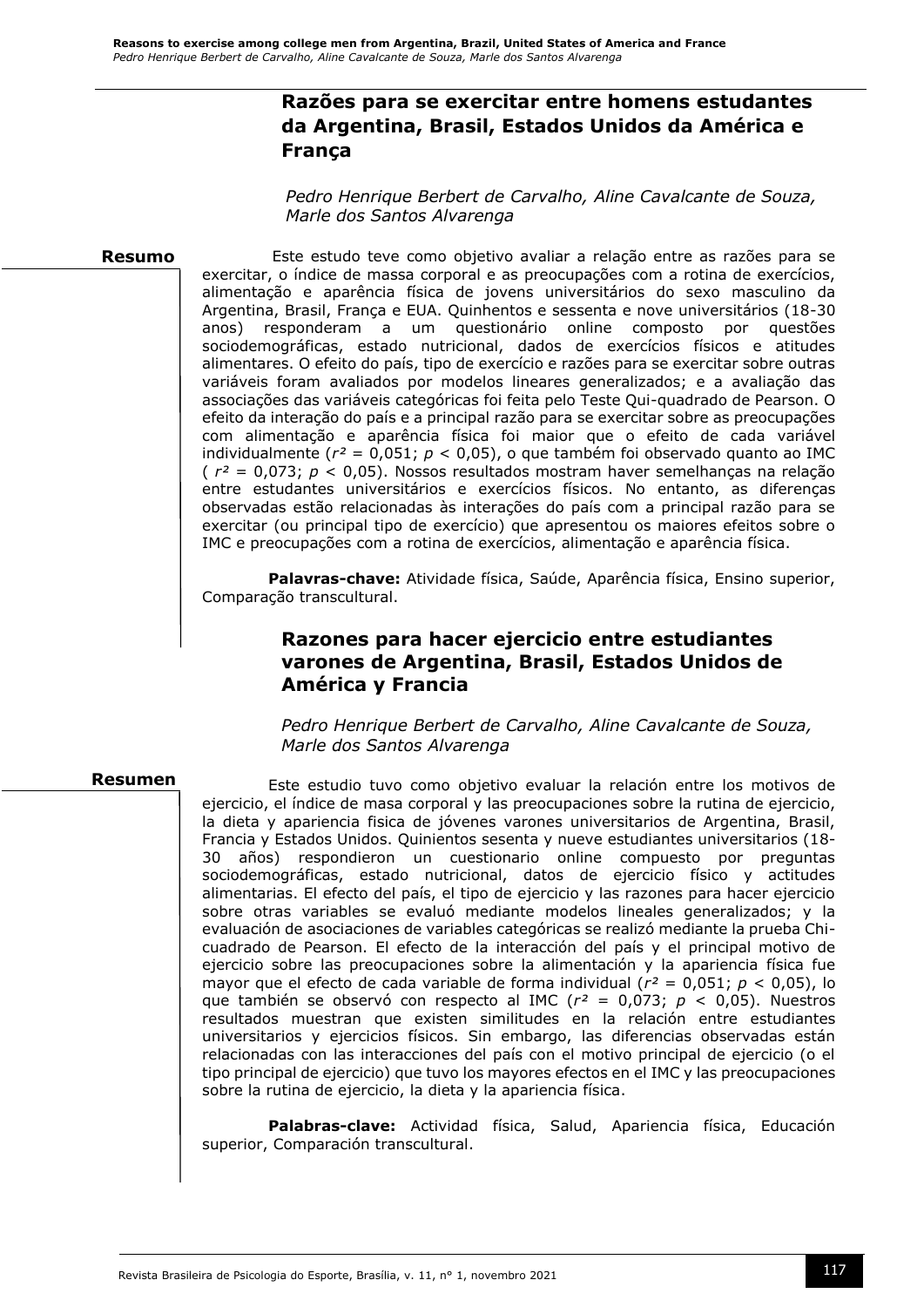# Razões para se exercitar entre homens estudantes da Argentina, Brasil, Estados Unidos da América e França

*Pedro Henrique Berbert de Carvalho, Aline Cavalcante de Souza, Marle dos Santos Alvarenga*

## Resumo

Este estudo teve como objetivo avaliar a relação entre as razões para se exercitar, o índice de massa corporal e as preocupações com a rotina de exercícios, alimentação e aparência física de jovens universitários do sexo masculino da Argentina, Brasil, França e EUA. Quinhentos e sessenta e nove universitários (18-30 anos) responderam a um questionário online composto por questões sociodemográficas, estado nutricional, dados de exercícios físicos e atitudes alimentares. O efeito do país, tipo de exercício e razões para se exercitar sobre outras variáveis foram avaliados por modelos lineares generalizados; e a avaliação das associações das variáveis categóricas foi feita pelo Teste Qui-quadrado de Pearson. O efeito da interação do país e a principal razão para se exercitar sobre as preocupações com alimentação e aparência física foi maior que o efeito de cada variável individualmente ($r^2 = 0{,}051$; $p < 0{,}05$), o que também foi observado quanto ao IMC ( $r^2 = 0{,}073$; $p < 0{,}05$). Nossos resultados mostram haver semelhanças na relação entre estudantes universitários e exercícios físicos. No entanto, as diferenças observadas estão relacionadas às interações do país com a principal razão para se exercitar (ou principal tipo de exercício) que apresentou os maiores efeitos sobre o IMC e preocupações com a rotina de exercícios, alimentação e aparência física.

**Palavras-chave:** Atividade física, Saúde, Aparência física, Ensino superior, Comparação transcultural.

# Razones para hacer ejercicio entre estudiantes varones de Argentina, Brasil, Estados Unidos de América y Francia

*Pedro Henrique Berbert de Carvalho, Aline Cavalcante de Souza, Marle dos Santos Alvarenga*

## Resumen

Este estudio tuvo como objetivo evaluar la relación entre los motivos de ejercicio, el índice de masa corporal y las preocupaciones sobre la rutina de ejercicio, la dieta y apariencia fisica de jóvenes varones universitarios de Argentina, Brasil, Francia y Estados Unidos. Quinientos sesenta y nueve estudiantes universitarios (18-30 años) respondieron un cuestionario online compuesto por preguntas sociodemográficas, estado nutricional, datos de ejercicio físico y actitudes alimentarias. El efecto del país, el tipo de ejercicio y las razones para hacer ejercicio sobre otras variables se evaluó mediante modelos lineales generalizados; y la evaluación de asociaciones de variables categóricas se realizó mediante la prueba Chi-cuadrado de Pearson. El efecto de la interacción del país y el principal motivo de ejercicio sobre las preocupaciones sobre la alimentación y la apariencia física fue mayor que el efecto de cada variable de forma individual ($r^2 = 0{,}051$; $p < 0{,}05$), lo que también se observó con respecto al IMC ($r^2 = 0{,}073$; $p < 0{,}05$). Nuestros resultados muestran que existen similitudes en la relación entre estudiantes universitarios y ejercicios físicos. Sin embargo, las diferencias observadas están relacionadas con las interacciones del país con el motivo principal de ejercicio (o el tipo principal de ejercicio) que tuvo los mayores efectos en el IMC y las preocupaciones sobre la rutina de ejercicio, la dieta y la apariencia física.

**Palabras-clave:** Actividad física, Salud, Apariencia física, Educación superior, Comparación transcultural.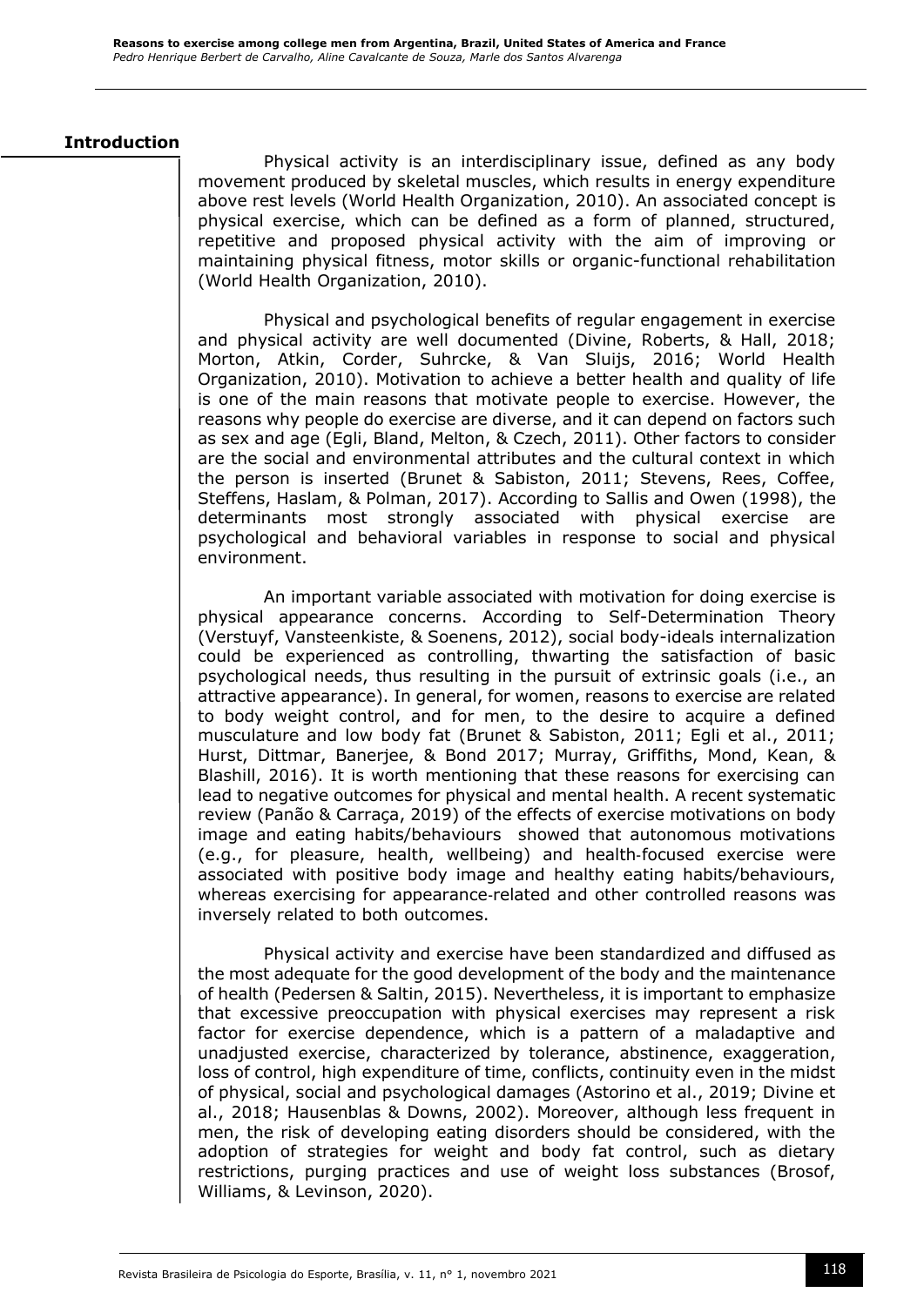## Introduction

Physical activity is an interdisciplinary issue, defined as any body movement produced by skeletal muscles, which results in energy expenditure above rest levels (World Health Organization, 2010). An associated concept is physical exercise, which can be defined as a form of planned, structured, repetitive and proposed physical activity with the aim of improving or maintaining physical fitness, motor skills or organic-functional rehabilitation (World Health Organization, 2010).

Physical and psychological benefits of regular engagement in exercise and physical activity are well documented (Divine, Roberts, & Hall, 2018; Morton, Atkin, Corder, Suhrcke, & Van Sluijs, 2016; World Health Organization, 2010). Motivation to achieve a better health and quality of life is one of the main reasons that motivate people to exercise. However, the reasons why people do exercise are diverse, and it can depend on factors such as sex and age (Egli, Bland, Melton, & Czech, 2011). Other factors to consider are the social and environmental attributes and the cultural context in which the person is inserted (Brunet & Sabiston, 2011; Stevens, Rees, Coffee, Steffens, Haslam, & Polman, 2017). According to Sallis and Owen (1998), the determinants most strongly associated with physical exercise are psychological and behavioral variables in response to social and physical environment.

An important variable associated with motivation for doing exercise is physical appearance concerns. According to Self-Determination Theory (Verstuyf, Vansteenkiste, & Soenens, 2012), social body-ideals internalization could be experienced as controlling, thwarting the satisfaction of basic psychological needs, thus resulting in the pursuit of extrinsic goals (i.e., an attractive appearance). In general, for women, reasons to exercise are related to body weight control, and for men, to the desire to acquire a defined musculature and low body fat (Brunet & Sabiston, 2011; Egli et al., 2011; Hurst, Dittmar, Banerjee, & Bond 2017; Murray, Griffiths, Mond, Kean, & Blashill, 2016). It is worth mentioning that these reasons for exercising can lead to negative outcomes for physical and mental health. A recent systematic review (Panão & Carraça, 2019) of the effects of exercise motivations on body image and eating habits/behaviours showed that autonomous motivations (e.g., for pleasure, health, wellbeing) and health-focused exercise were associated with positive body image and healthy eating habits/behaviours, whereas exercising for appearance-related and other controlled reasons was inversely related to both outcomes.

Physical activity and exercise have been standardized and diffused as the most adequate for the good development of the body and the maintenance of health (Pedersen & Saltin, 2015). Nevertheless, it is important to emphasize that excessive preoccupation with physical exercises may represent a risk factor for exercise dependence, which is a pattern of a maladaptive and unadjusted exercise, characterized by tolerance, abstinence, exaggeration, loss of control, high expenditure of time, conflicts, continuity even in the midst of physical, social and psychological damages (Astorino et al., 2019; Divine et al., 2018; Hausenblas & Downs, 2002). Moreover, although less frequent in men, the risk of developing eating disorders should be considered, with the adoption of strategies for weight and body fat control, such as dietary restrictions, purging practices and use of weight loss substances (Brosof, Williams, & Levinson, 2020).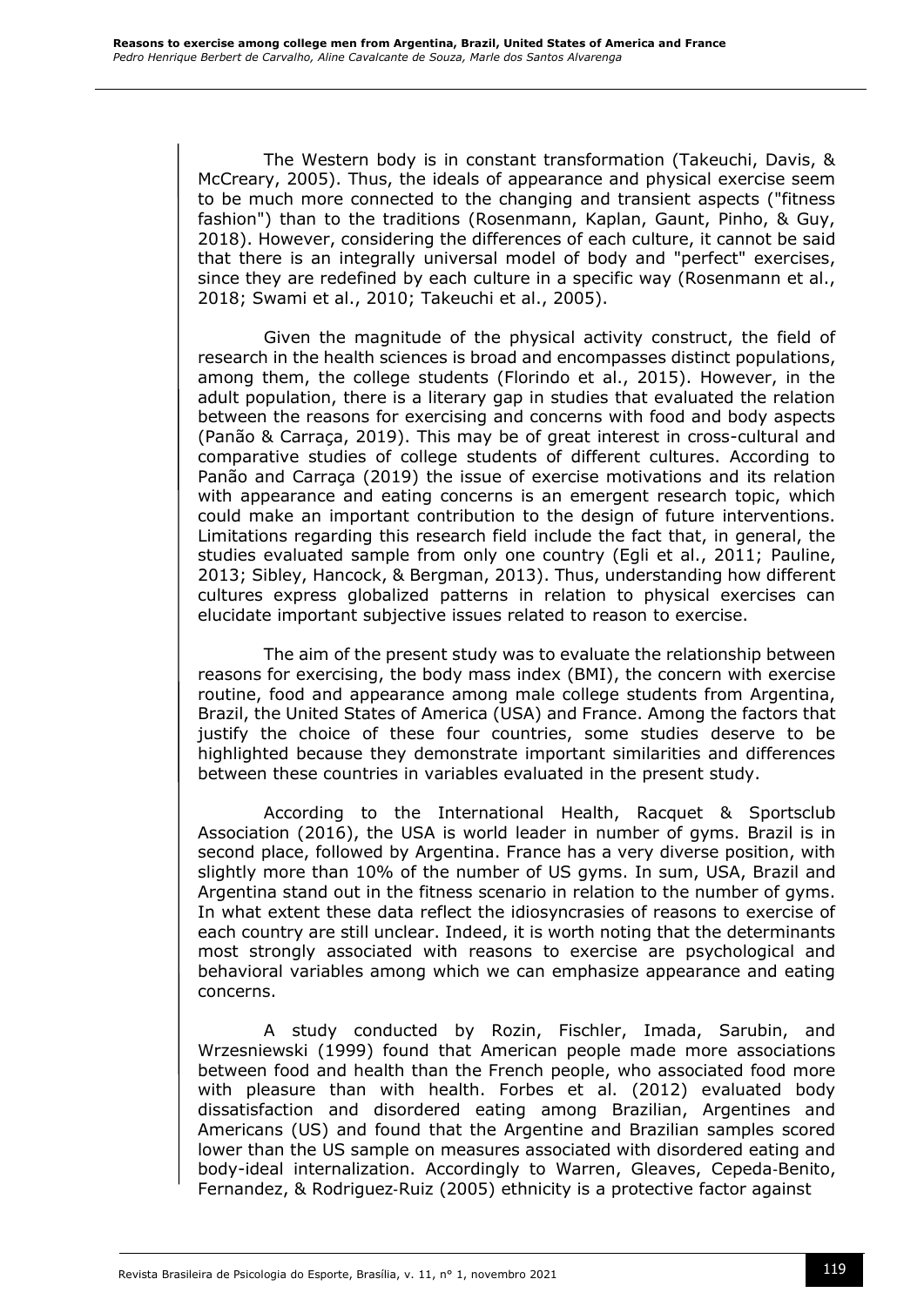The Western body is in constant transformation (Takeuchi, Davis, & McCreary, 2005). Thus, the ideals of appearance and physical exercise seem to be much more connected to the changing and transient aspects ("fitness fashion") than to the traditions (Rosenmann, Kaplan, Gaunt, Pinho, & Guy, 2018). However, considering the differences of each culture, it cannot be said that there is an integrally universal model of body and "perfect" exercises, since they are redefined by each culture in a specific way (Rosenmann et al., 2018; Swami et al., 2010; Takeuchi et al., 2005).

Given the magnitude of the physical activity construct, the field of research in the health sciences is broad and encompasses distinct populations, among them, the college students (Florindo et al., 2015). However, in the adult population, there is a literary gap in studies that evaluated the relation between the reasons for exercising and concerns with food and body aspects (Panão & Carraça, 2019). This may be of great interest in cross-cultural and comparative studies of college students of different cultures. According to Panão and Carraça (2019) the issue of exercise motivations and its relation with appearance and eating concerns is an emergent research topic, which could make an important contribution to the design of future interventions. Limitations regarding this research field include the fact that, in general, the studies evaluated sample from only one country (Egli et al., 2011; Pauline, 2013; Sibley, Hancock, & Bergman, 2013). Thus, understanding how different cultures express globalized patterns in relation to physical exercises can elucidate important subjective issues related to reason to exercise.

The aim of the present study was to evaluate the relationship between reasons for exercising, the body mass index (BMI), the concern with exercise routine, food and appearance among male college students from Argentina, Brazil, the United States of America (USA) and France. Among the factors that justify the choice of these four countries, some studies deserve to be highlighted because they demonstrate important similarities and differences between these countries in variables evaluated in the present study.

According to the International Health, Racquet & Sportsclub Association (2016), the USA is world leader in number of gyms. Brazil is in second place, followed by Argentina. France has a very diverse position, with slightly more than 10% of the number of US gyms. In sum, USA, Brazil and Argentina stand out in the fitness scenario in relation to the number of gyms. In what extent these data reflect the idiosyncrasies of reasons to exercise of each country are still unclear. Indeed, it is worth noting that the determinants most strongly associated with reasons to exercise are psychological and behavioral variables among which we can emphasize appearance and eating concerns.

A study conducted by Rozin, Fischler, Imada, Sarubin, and Wrzesniewski (1999) found that American people made more associations between food and health than the French people, who associated food more with pleasure than with health. Forbes et al. (2012) evaluated body dissatisfaction and disordered eating among Brazilian, Argentines and Americans (US) and found that the Argentine and Brazilian samples scored lower than the US sample on measures associated with disordered eating and body-ideal internalization. Accordingly to Warren, Gleaves, Cepeda-Benito, Fernandez, & Rodriguez-Ruiz (2005) ethnicity is a protective factor against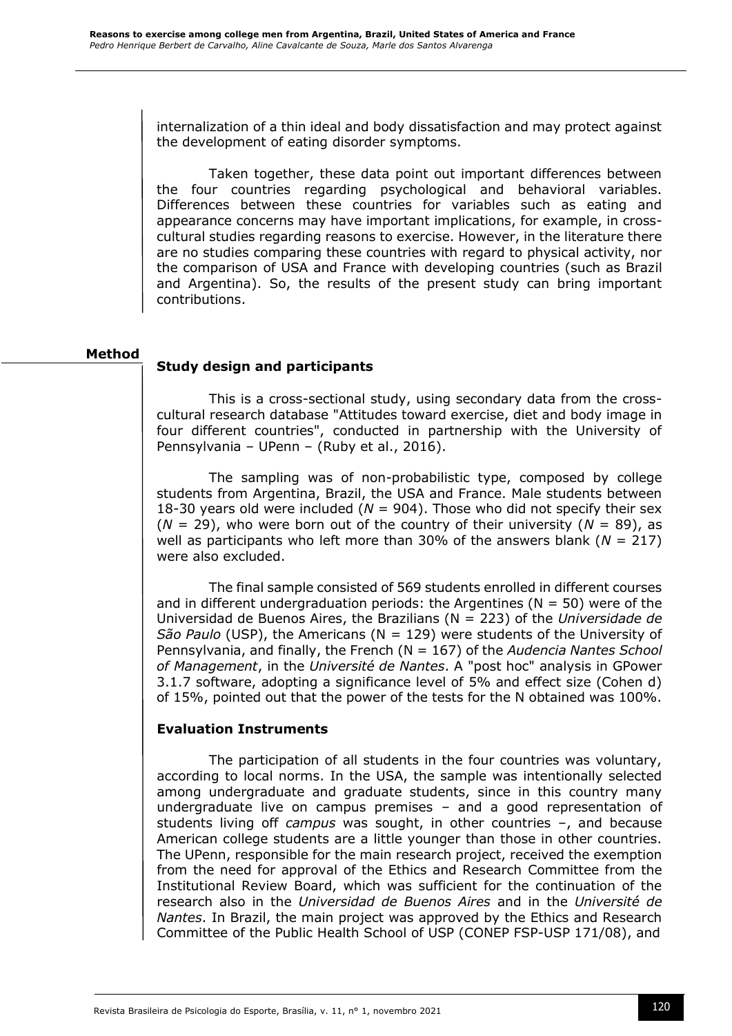internalization of a thin ideal and body dissatisfaction and may protect against the development of eating disorder symptoms.

Taken together, these data point out important differences between the four countries regarding psychological and behavioral variables. Differences between these countries for variables such as eating and appearance concerns may have important implications, for example, in cross-cultural studies regarding reasons to exercise. However, in the literature there are no studies comparing these countries with regard to physical activity, nor the comparison of USA and France with developing countries (such as Brazil and Argentina). So, the results of the present study can bring important contributions.

## Method

### Study design and participants

This is a cross-sectional study, using secondary data from the cross-cultural research database "Attitudes toward exercise, diet and body image in four different countries", conducted in partnership with the University of Pennsylvania – UPenn – (Ruby et al., 2016).

The sampling was of non-probabilistic type, composed by college students from Argentina, Brazil, the USA and France. Male students between 18-30 years old were included (*N* = 904). Those who did not specify their sex (*N* = 29), who were born out of the country of their university (*N* = 89), as well as participants who left more than 30% of the answers blank (*N* = 217) were also excluded.

The final sample consisted of 569 students enrolled in different courses and in different undergraduation periods: the Argentines (N = 50) were of the Universidad de Buenos Aires, the Brazilians (N = 223) of the *Universidade de São Paulo* (USP), the Americans (N = 129) were students of the University of Pennsylvania, and finally, the French (N = 167) of the *Audencia Nantes School of Management*, in the *Université de Nantes*. A "post hoc" analysis in GPower 3.1.7 software, adopting a significance level of 5% and effect size (Cohen d) of 15%, pointed out that the power of the tests for the N obtained was 100%.

### Evaluation Instruments

The participation of all students in the four countries was voluntary, according to local norms. In the USA, the sample was intentionally selected among undergraduate and graduate students, since in this country many undergraduate live on campus premises – and a good representation of students living off *campus* was sought, in other countries –, and because American college students are a little younger than those in other countries. The UPenn, responsible for the main research project, received the exemption from the need for approval of the Ethics and Research Committee from the Institutional Review Board, which was sufficient for the continuation of the research also in the *Universidad de Buenos Aires* and in the *Université de Nantes*. In Brazil, the main project was approved by the Ethics and Research Committee of the Public Health School of USP (CONEP FSP-USP 171/08), and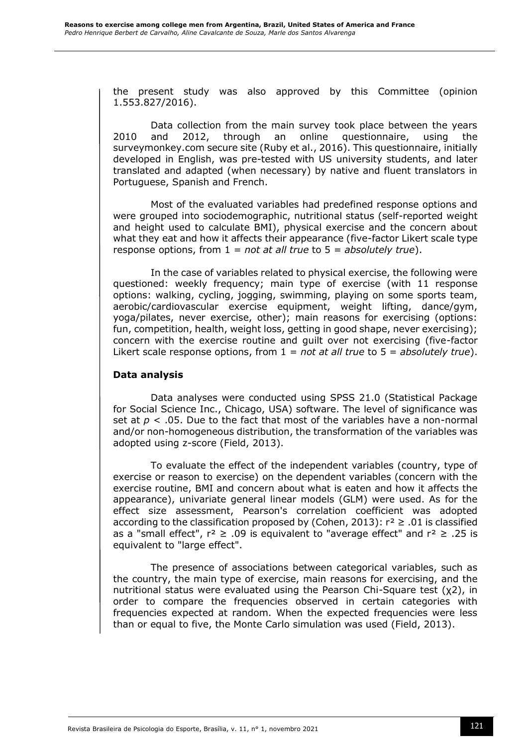the present study was also approved by this Committee (opinion 1.553.827/2016).

Data collection from the main survey took place between the years 2010 and 2012, through an online questionnaire, using the surveymonkey.com secure site (Ruby et al., 2016). This questionnaire, initially developed in English, was pre-tested with US university students, and later translated and adapted (when necessary) by native and fluent translators in Portuguese, Spanish and French.

Most of the evaluated variables had predefined response options and were grouped into sociodemographic, nutritional status (self-reported weight and height used to calculate BMI), physical exercise and the concern about what they eat and how it affects their appearance (five-factor Likert scale type response options, from 1 = *not at all true* to 5 = *absolutely true*).

In the case of variables related to physical exercise, the following were questioned: weekly frequency; main type of exercise (with 11 response options: walking, cycling, jogging, swimming, playing on some sports team, aerobic/cardiovascular exercise equipment, weight lifting, dance/gym, yoga/pilates, never exercise, other); main reasons for exercising (options: fun, competition, health, weight loss, getting in good shape, never exercising); concern with the exercise routine and guilt over not exercising (five-factor Likert scale response options, from 1 = *not at all true* to 5 = *absolutely true*).

### Data analysis

Data analyses were conducted using SPSS 21.0 (Statistical Package for Social Science Inc., Chicago, USA) software. The level of significance was set at $p < .05$. Due to the fact that most of the variables have a non-normal and/or non-homogeneous distribution, the transformation of the variables was adopted using z-score (Field, 2013).

To evaluate the effect of the independent variables (country, type of exercise or reason to exercise) on the dependent variables (concern with the exercise routine, BMI and concern about what is eaten and how it affects the appearance), univariate general linear models (GLM) were used. As for the effect size assessment, Pearson's correlation coefficient was adopted according to the classification proposed by (Cohen, 2013): $r^2 \geq .01$ is classified as a "small effect", $r^2 \geq .09$ is equivalent to "average effect" and $r^2 \geq .25$ is equivalent to "large effect".

The presence of associations between categorical variables, such as the country, the main type of exercise, main reasons for exercising, and the nutritional status were evaluated using the Pearson Chi-Square test ($\chi 2$), in order to compare the frequencies observed in certain categories with frequencies expected at random. When the expected frequencies were less than or equal to five, the Monte Carlo simulation was used (Field, 2013).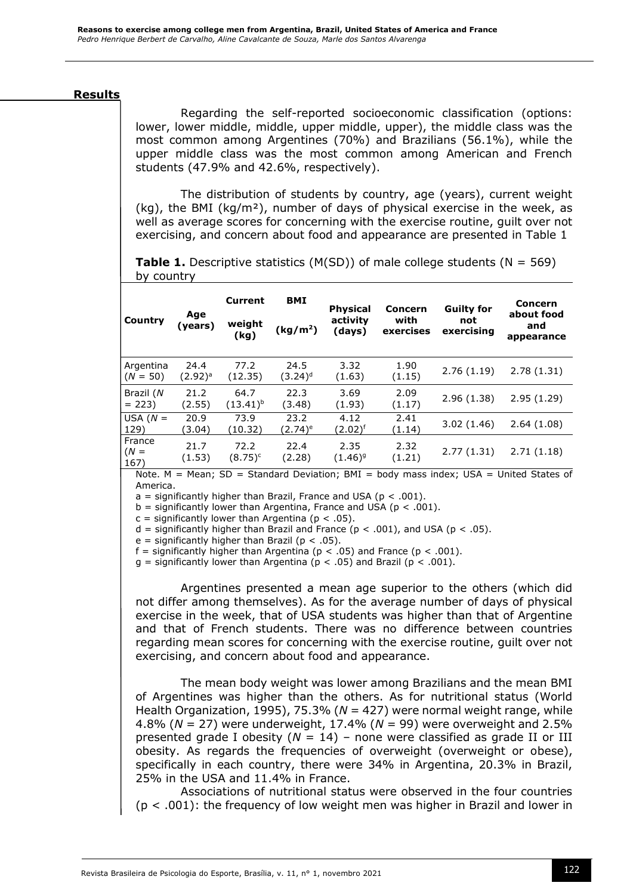## Results

Regarding the self-reported socioeconomic classification (options: lower, lower middle, middle, upper middle, upper), the middle class was the most common among Argentines (70%) and Brazilians (56.1%), while the upper middle class was the most common among American and French students (47.9% and 42.6%, respectively).

The distribution of students by country, age (years), current weight (kg), the BMI (kg/m²), number of days of physical exercise in the week, as well as average scores for concerning with the exercise routine, guilt over not exercising, and concern about food and appearance are presented in Table 1

**Table 1.** Descriptive statistics (M(SD)) of male college students (N = 569) by country

| Country | Age (years) | Current weight (kg) | BMI (kg/m²) | Physical activity (days) | Concern with exercises | Guilty for not exercising | Concern about food and appearance |
|---|---|---|---|---|---|---|---|
| Argentina (*N* = 50) | 24.4 (2.92)[a] | 77.2 (12.35) | 24.5 (3.24)[d] | 3.32 (1.63) | 1.90 (1.15) | 2.76 (1.19) | 2.78 (1.31) |
| Brazil (*N* = 223) | 21.2 (2.55) | 64.7 (13.41)[b] | 22.3 (3.48) | 3.69 (1.93) | 2.09 (1.17) | 2.96 (1.38) | 2.95 (1.29) |
| USA (*N* = 129) | 20.9 (3.04) | 73.9 (10.32) | 23.2 (2.74)[e] | 4.12 (2.02)[f] | 2.41 (1.14) | 3.02 (1.46) | 2.64 (1.08) |
| France (*N* = 167) | 21.7 (1.53) | 72.2 (8.75)[c] | 22.4 (2.28) | 2.35 (1.46)[g] | 2.32 (1.21) | 2.77 (1.31) | 2.71 (1.18) |

Note. M = Mean; SD = Standard Deviation; BMI = body mass index; USA = United States of America.

a = significantly higher than Brazil, France and USA ($p < .001$).

b = significantly lower than Argentina, France and USA ($p < .001$).

c = significantly lower than Argentina ($p < .05$).

d = significantly higher than Brazil and France ($p < .001$), and USA ($p < .05$).

e = significantly higher than Brazil ($p < .05$).

f = significantly higher than Argentina ($p < .05$) and France ($p < .001$).

g = significantly lower than Argentina ($p < .05$) and Brazil ($p < .001$).

Argentines presented a mean age superior to the others (which did not differ among themselves). As for the average number of days of physical exercise in the week, that of USA students was higher than that of Argentine and that of French students. There was no difference between countries regarding mean scores for concerning with the exercise routine, guilt over not exercising, and concern about food and appearance.

The mean body weight was lower among Brazilians and the mean BMI of Argentines was higher than the others. As for nutritional status (World Health Organization, 1995), 75.3% (*N* = 427) were normal weight range, while 4.8% (*N* = 27) were underweight, 17.4% (*N* = 99) were overweight and 2.5% presented grade I obesity (*N* = 14) – none were classified as grade II or III obesity. As regards the frequencies of overweight (overweight or obese), specifically in each country, there were 34% in Argentina, 20.3% in Brazil, 25% in the USA and 11.4% in France.

Associations of nutritional status were observed in the four countries ($p < .001$): the frequency of low weight men was higher in Brazil and lower in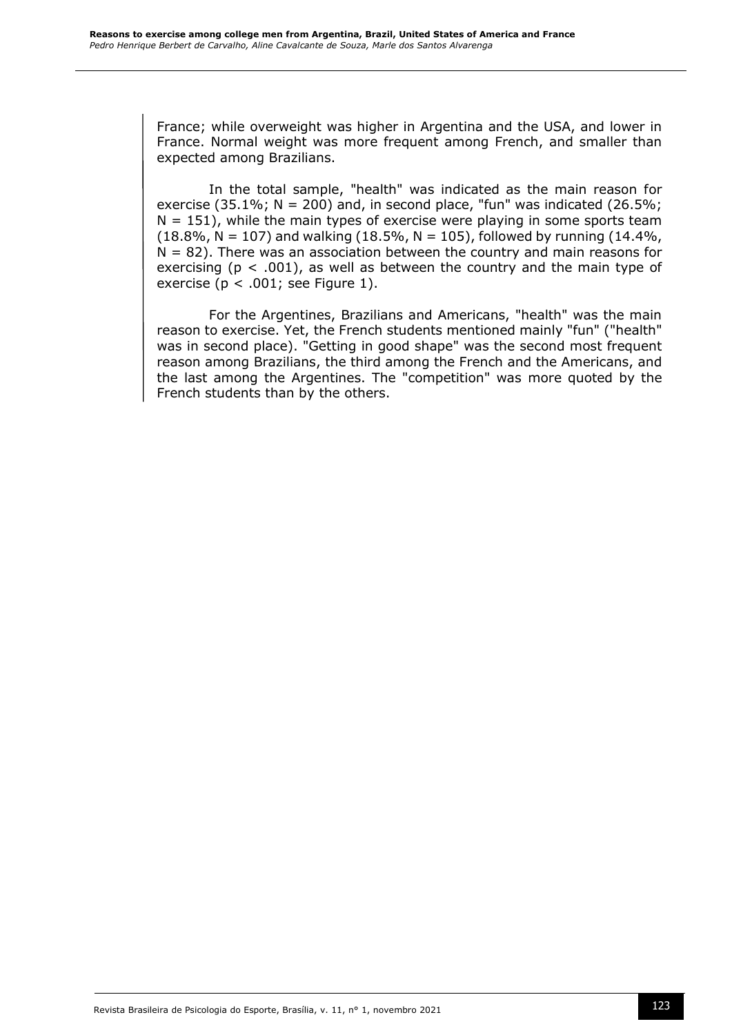France; while overweight was higher in Argentina and the USA, and lower in France. Normal weight was more frequent among French, and smaller than expected among Brazilians.

In the total sample, "health" was indicated as the main reason for exercise (35.1%; $N = 200$) and, in second place, "fun" was indicated (26.5%; $N = 151$), while the main types of exercise were playing in some sports team (18.8%, $N = 107$) and walking (18.5%, $N = 105$), followed by running (14.4%, $N = 82$). There was an association between the country and main reasons for exercising ($p < .001$), as well as between the country and the main type of exercise ($p < .001$; see Figure 1).

For the Argentines, Brazilians and Americans, "health" was the main reason to exercise. Yet, the French students mentioned mainly "fun" ("health" was in second place). "Getting in good shape" was the second most frequent reason among Brazilians, the third among the French and the Americans, and the last among the Argentines. The "competition" was more quoted by the French students than by the others.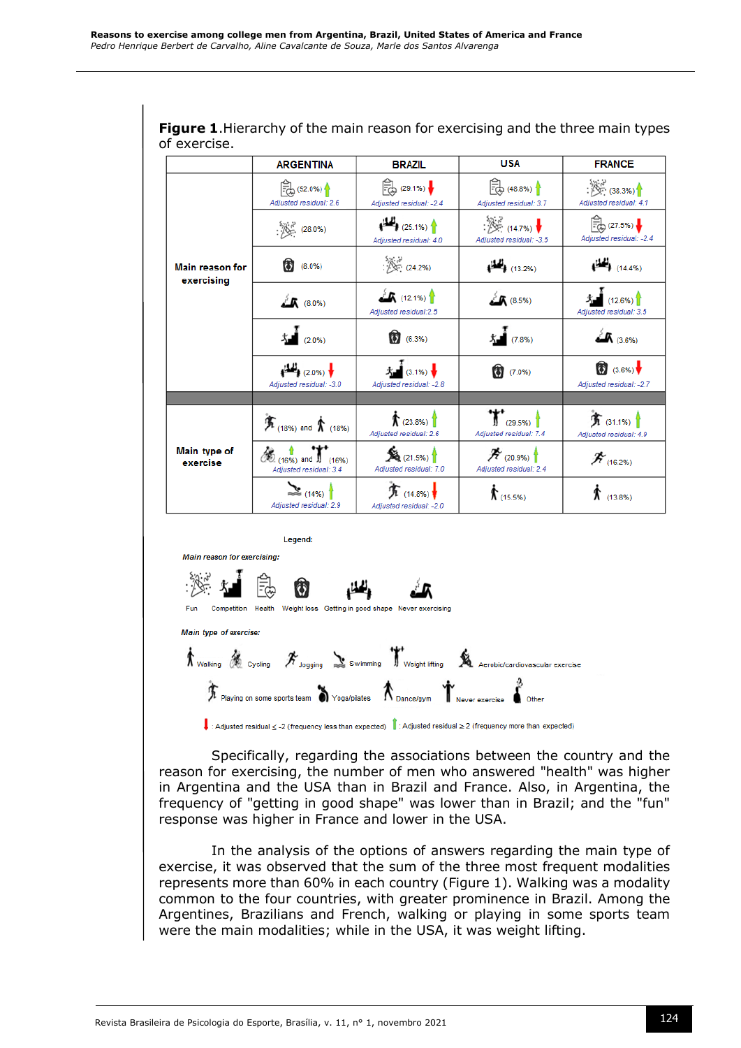**Figure 1**.Hierarchy of the main reason for exercising and the three main types of exercise.

| | ARGENTINA | BRAZIL | USA | FRANCE |
|---|---|---|---|---|
| Main reason for exercising | Health (52.0%) ↑ Adjusted residual: 2.6 | Health (29.1%) ↓ Adjusted residual: -2.4 | Health (48.8%) ↑ Adjusted residual: 3.7 | Fun (38.3%) ↑ Adjusted residual: 4.1 |
| | Fun (28.0%) | Getting in good shape (25.1%) ↑ Adjusted residual: 4.0 | Fun (14.7%) ↓ Adjusted residual: -3.5 | Health (27.5%) ↓ Adjusted residual: -2.4 |
| | Weight loss (8.0%) | Fun (24.2%) | Getting in good shape (13.2%) | Getting in good shape (14.4%) |
| | Never exercising (8.0%) | Never exercising (12.1%) ↑ Adjusted residual: 2.5 | Never exercising (8.5%) | Competition (12.6%) ↑ Adjusted residual: 3.5 |
| | Competition (2.0%) | Weight loss (6.3%) | Competition (7.8%) | Never exercising (3.6%) |
| | Getting in good shape (2.0%) ↓ Adjusted residual: -3.0 | Competition (3.1%) ↓ Adjusted residual: -2.8 | Weight loss (7.0%) | Weight loss (3.6%) ↓ Adjusted residual: -2.7 |
| Main type of exercise | Jogging (18%) and Walking (18%) | Walking (23.8%) ↑ Adjusted residual: 2.6 | Weight lifting (29.5%) ↑ Adjusted residual: 7.4 | Playing on some sports team (31.1%) ↑ Adjusted residual: 4.9 |
| | Cycling (16%) and Weight lifting (16%) ↑ Adjusted residual: 3.4 | Aerobic/cardiovascular exercise (21.5%) ↑ Adjusted residual: 7.0 | Jogging (20.9%) ↑ Adjusted residual: 2.4 | Jogging (16.2%) |
| | Swimming (14%) ↑ Adjusted residual: 2.9 | Playing on some sports team (14.8%) ↓ Adjusted residual: -2.0 | Walking (15.5%) | Walking (13.8%) |

Legend:

*Main reason for exercising:* Fun, Competition, Health, Weight loss, Getting in good shape, Never exercising

*Main type of exercise:* Walking, Cycling, Jogging, Swimming, Weight lifting, Aerobic/cardiovascular exercise, Playing on some sports team, Yoga/pilates, Dance/gym, Never exercise, Other

↓ : Adjusted residual ≤ -2 (frequency less than expected) ↑ : Adjusted residual ≥ 2 (frequency more than expected)

Specifically, regarding the associations between the country and the reason for exercising, the number of men who answered "health" was higher in Argentina and the USA than in Brazil and France. Also, in Argentina, the frequency of "getting in good shape" was lower than in Brazil; and the "fun" response was higher in France and lower in the USA.

In the analysis of the options of answers regarding the main type of exercise, it was observed that the sum of the three most frequent modalities represents more than 60% in each country (Figure 1). Walking was a modality common to the four countries, with greater prominence in Brazil. Among the Argentines, Brazilians and French, walking or playing in some sports team were the main modalities; while in the USA, it was weight lifting.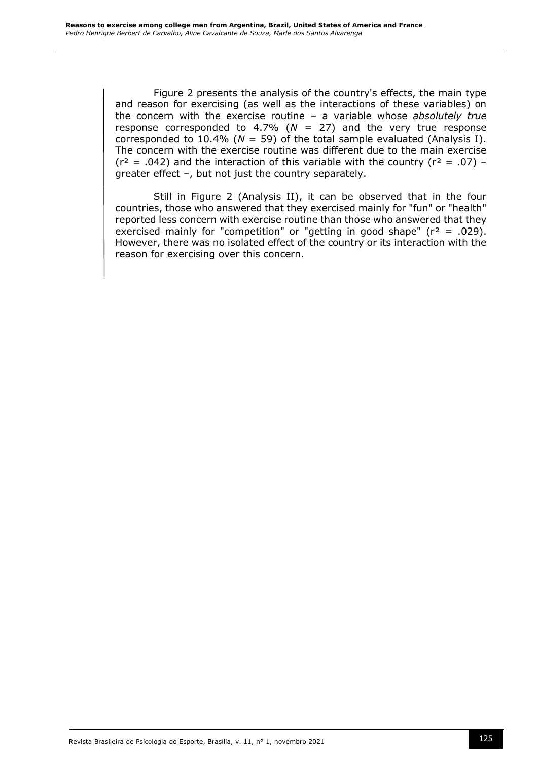Figure 2 presents the analysis of the country's effects, the main type and reason for exercising (as well as the interactions of these variables) on the concern with the exercise routine – a variable whose *absolutely true* response corresponded to 4.7% ($N$ = 27) and the very true response corresponded to 10.4% ($N$ = 59) of the total sample evaluated (Analysis I). The concern with the exercise routine was different due to the main exercise ($r^2$ = .042) and the interaction of this variable with the country ($r^2$ = .07) – greater effect –, but not just the country separately.

Still in Figure 2 (Analysis II), it can be observed that in the four countries, those who answered that they exercised mainly for "fun" or "health" reported less concern with exercise routine than those who answered that they exercised mainly for "competition" or "getting in good shape" ($r^2$ = .029). However, there was no isolated effect of the country or its interaction with the reason for exercising over this concern.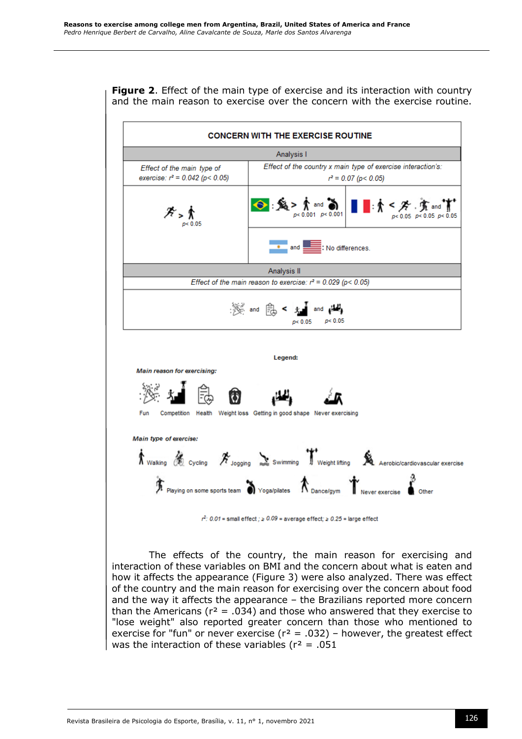**Figure 2**. Effect of the main type of exercise and its interaction with country and the main reason to exercise over the concern with the exercise routine.

**CONCERN WITH THE EXERCISE ROUTINE**

Analysis I

*Effect of the main type of exercise: $r^2 = 0.042$ ($p < 0.05$)*

*Effect of the country x main type of exercise interaction's: $r^2 = 0.07$ ($p < 0.05$)*

Analysis II

*Effect of the main reason to exercise: $r^2 = 0.029$ ($p < 0.05$)*

Legend:

*Main reason for exercising:* Fun, Competition, Health, Weight loss, Getting in good shape, Never exercising

*Main type of exercise:* Walking, Cycling, Jogging, Swimming, Weight lifting, Aerobic/cardiovascular exercise, Playing on some sports team, Yoga/pilates, Dance/gym, Never exercise, Other

$r^2$: 0.01 = small effect ; ≥ 0.09 = average effect; ≥ 0.25 = large effect

The effects of the country, the main reason for exercising and interaction of these variables on BMI and the concern about what is eaten and how it affects the appearance (Figure 3) were also analyzed. There was effect of the country and the main reason for exercising over the concern about food and the way it affects the appearance – the Brazilians reported more concern than the Americans ($r^2 = .034$) and those who answered that they exercise to "lose weight" also reported greater concern than those who mentioned to exercise for "fun" or never exercise ($r^2 = .032$) – however, the greatest effect was the interaction of these variables ($r^2 = .051$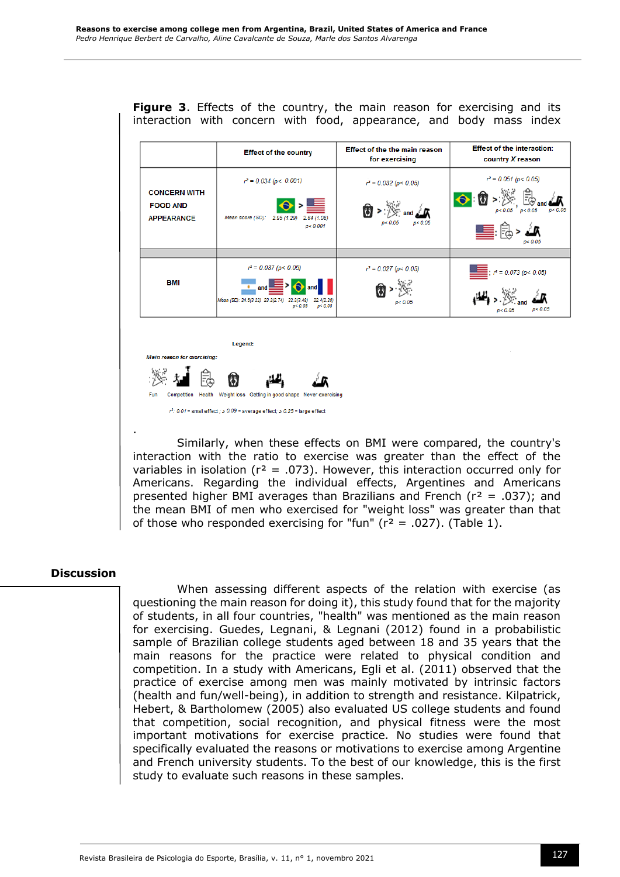**Figure 3**. Effects of the country, the main reason for exercising and its interaction with concern with food, appearance, and body mass index

| | Effect of the country | Effect of the the main reason for exercising | Effect of the interaction: country X reason |
|---|---|---|---|
| CONCERN WITH FOOD AND APPEARANCE | $r^2 = 0.034$ ($p < 0.001$) Brazil > USA. Mean score (SD): 2.95 (1.29) 2.64 (1.08) $p < 0.001$ | $r^2 = 0.032$ ($p < 0.05$) Weight loss > Fun ($p < 0.05$) and Never exercising ($p < 0.05$) | $r^2 = 0.051$ ($p < 0.05$) Brazil: Weight loss > Fun ($p < 0.05$), Health ($p < 0.05$) and Never exercising ($p < 0.05$). USA: Health > Never exercising ($p < 0.05$) |
| BMI | $r^2 = 0.037$ ($p < 0.05$) Argentina and USA > Brazil and France. Mean (SD): 24.5(3.22) 23.2(2.74) 22.3(3.48) 22.4(2.28) $p < 0.05$ $p < 0.05$ | $r^2 = 0.027$ ($p < 0.05$) Weight loss > Fun ($p < 0.05$) | USA: $r^2 = 0.073$ ($p < 0.05$) Getting in good shape > Fun ($p < 0.05$) and Never exercising ($p < 0.05$) |

Legend:

*Main reason for exercising:* Fun, Competition, Health, Weight loss, Getting in good shape, Never exercising

$r^2$: 0.01 = small effect ; ≥ 0.09 = average effect; ≥ 0.25 = large effect

Similarly, when these effects on BMI were compared, the country's interaction with the ratio to exercise was greater than the effect of the variables in isolation ($r^2$ = .073). However, this interaction occurred only for Americans. Regarding the individual effects, Argentines and Americans presented higher BMI averages than Brazilians and French ($r^2$ = .037); and the mean BMI of men who exercised for "weight loss" was greater than that of those who responded exercising for "fun" ($r^2$ = .027). (Table 1).

## Discussion

When assessing different aspects of the relation with exercise (as questioning the main reason for doing it), this study found that for the majority of students, in all four countries, "health" was mentioned as the main reason for exercising. Guedes, Legnani, & Legnani (2012) found in a probabilistic sample of Brazilian college students aged between 18 and 35 years that the main reasons for the practice were related to physical condition and competition. In a study with Americans, Egli et al. (2011) observed that the practice of exercise among men was mainly motivated by intrinsic factors (health and fun/well-being), in addition to strength and resistance. Kilpatrick, Hebert, & Bartholomew (2005) also evaluated US college students and found that competition, social recognition, and physical fitness were the most important motivations for exercise practice. No studies were found that specifically evaluated the reasons or motivations to exercise among Argentine and French university students. To the best of our knowledge, this is the first study to evaluate such reasons in these samples.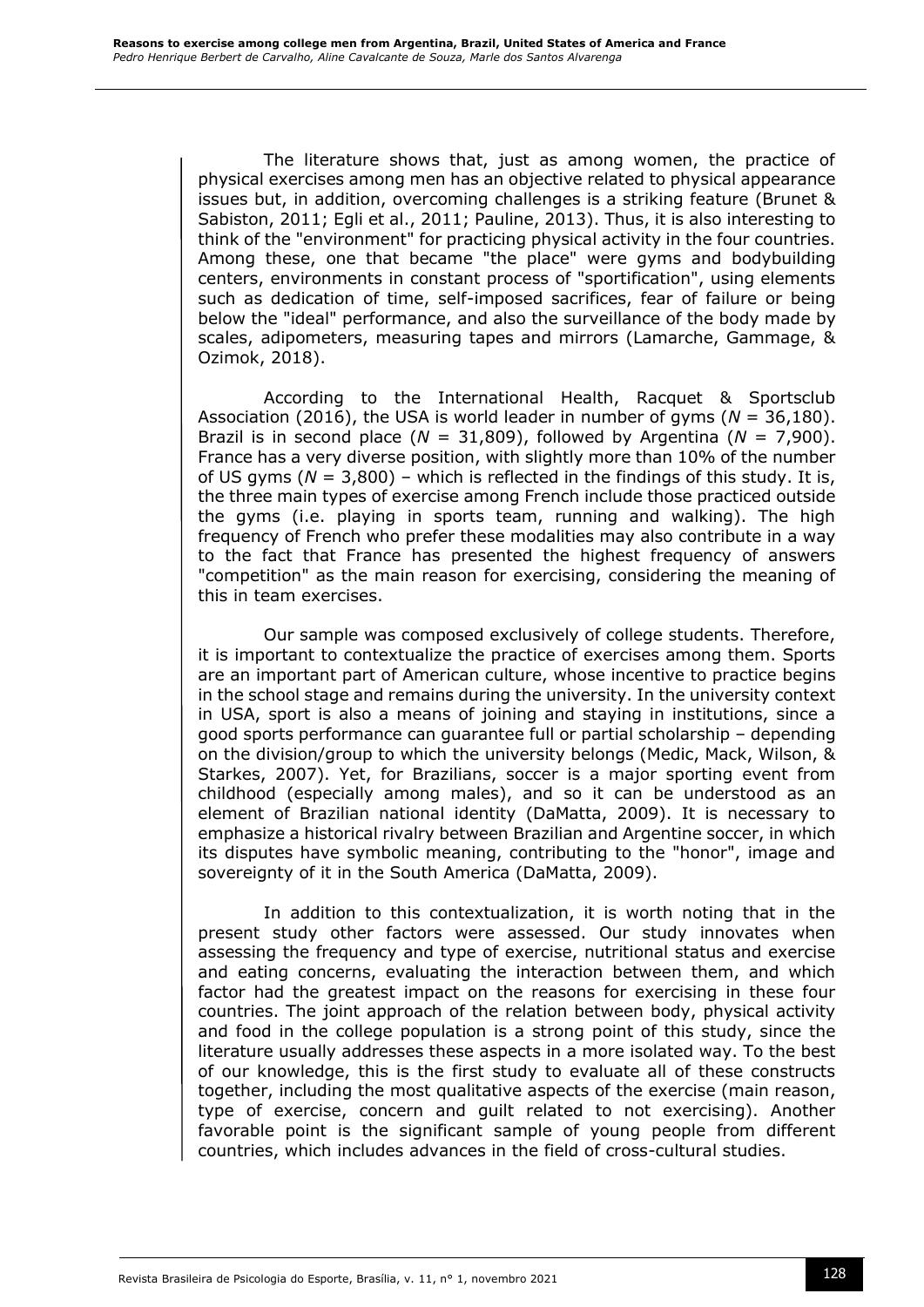The literature shows that, just as among women, the practice of physical exercises among men has an objective related to physical appearance issues but, in addition, overcoming challenges is a striking feature (Brunet & Sabiston, 2011; Egli et al., 2011; Pauline, 2013). Thus, it is also interesting to think of the "environment" for practicing physical activity in the four countries. Among these, one that became "the place" were gyms and bodybuilding centers, environments in constant process of "sportification", using elements such as dedication of time, self-imposed sacrifices, fear of failure or being below the "ideal" performance, and also the surveillance of the body made by scales, adipometers, measuring tapes and mirrors (Lamarche, Gammage, & Ozimok, 2018).

According to the International Health, Racquet & Sportsclub Association (2016), the USA is world leader in number of gyms (*N* = 36,180). Brazil is in second place (*N* = 31,809), followed by Argentina (*N* = 7,900). France has a very diverse position, with slightly more than 10% of the number of US gyms (*N* = 3,800) – which is reflected in the findings of this study. It is, the three main types of exercise among French include those practiced outside the gyms (i.e. playing in sports team, running and walking). The high frequency of French who prefer these modalities may also contribute in a way to the fact that France has presented the highest frequency of answers "competition" as the main reason for exercising, considering the meaning of this in team exercises.

Our sample was composed exclusively of college students. Therefore, it is important to contextualize the practice of exercises among them. Sports are an important part of American culture, whose incentive to practice begins in the school stage and remains during the university. In the university context in USA, sport is also a means of joining and staying in institutions, since a good sports performance can guarantee full or partial scholarship – depending on the division/group to which the university belongs (Medic, Mack, Wilson, & Starkes, 2007). Yet, for Brazilians, soccer is a major sporting event from childhood (especially among males), and so it can be understood as an element of Brazilian national identity (DaMatta, 2009). It is necessary to emphasize a historical rivalry between Brazilian and Argentine soccer, in which its disputes have symbolic meaning, contributing to the "honor", image and sovereignty of it in the South America (DaMatta, 2009).

In addition to this contextualization, it is worth noting that in the present study other factors were assessed. Our study innovates when assessing the frequency and type of exercise, nutritional status and exercise and eating concerns, evaluating the interaction between them, and which factor had the greatest impact on the reasons for exercising in these four countries. The joint approach of the relation between body, physical activity and food in the college population is a strong point of this study, since the literature usually addresses these aspects in a more isolated way. To the best of our knowledge, this is the first study to evaluate all of these constructs together, including the most qualitative aspects of the exercise (main reason, type of exercise, concern and guilt related to not exercising). Another favorable point is the significant sample of young people from different countries, which includes advances in the field of cross-cultural studies.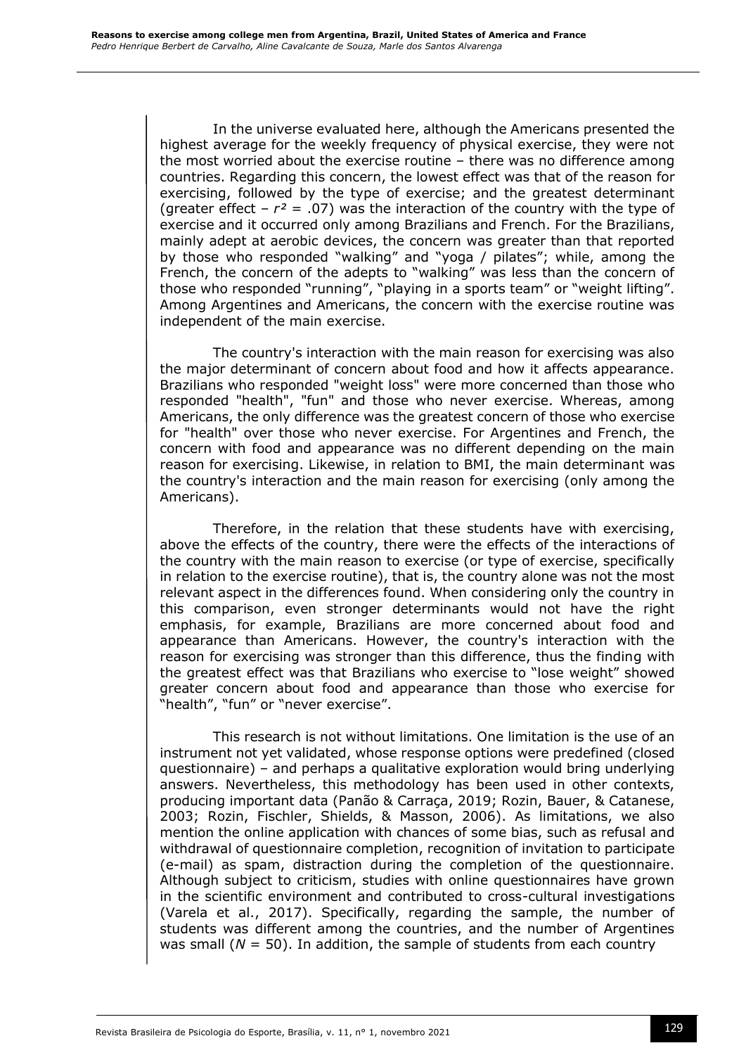In the universe evaluated here, although the Americans presented the highest average for the weekly frequency of physical exercise, they were not the most worried about the exercise routine – there was no difference among countries. Regarding this concern, the lowest effect was that of the reason for exercising, followed by the type of exercise; and the greatest determinant (greater effect – $r^2 = .07$) was the interaction of the country with the type of exercise and it occurred only among Brazilians and French. For the Brazilians, mainly adept at aerobic devices, the concern was greater than that reported by those who responded "walking" and "yoga / pilates"; while, among the French, the concern of the adepts to "walking" was less than the concern of those who responded "running", "playing in a sports team" or "weight lifting". Among Argentines and Americans, the concern with the exercise routine was independent of the main exercise.

The country's interaction with the main reason for exercising was also the major determinant of concern about food and how it affects appearance. Brazilians who responded "weight loss" were more concerned than those who responded "health", "fun" and those who never exercise. Whereas, among Americans, the only difference was the greatest concern of those who exercise for "health" over those who never exercise. For Argentines and French, the concern with food and appearance was no different depending on the main reason for exercising. Likewise, in relation to BMI, the main determinant was the country's interaction and the main reason for exercising (only among the Americans).

Therefore, in the relation that these students have with exercising, above the effects of the country, there were the effects of the interactions of the country with the main reason to exercise (or type of exercise, specifically in relation to the exercise routine), that is, the country alone was not the most relevant aspect in the differences found. When considering only the country in this comparison, even stronger determinants would not have the right emphasis, for example, Brazilians are more concerned about food and appearance than Americans. However, the country's interaction with the reason for exercising was stronger than this difference, thus the finding with the greatest effect was that Brazilians who exercise to "lose weight" showed greater concern about food and appearance than those who exercise for "health", "fun" or "never exercise".

This research is not without limitations. One limitation is the use of an instrument not yet validated, whose response options were predefined (closed questionnaire) – and perhaps a qualitative exploration would bring underlying answers. Nevertheless, this methodology has been used in other contexts, producing important data (Panão & Carraça, 2019; Rozin, Bauer, & Catanese, 2003; Rozin, Fischler, Shields, & Masson, 2006). As limitations, we also mention the online application with chances of some bias, such as refusal and withdrawal of questionnaire completion, recognition of invitation to participate (e-mail) as spam, distraction during the completion of the questionnaire. Although subject to criticism, studies with online questionnaires have grown in the scientific environment and contributed to cross-cultural investigations (Varela et al., 2017). Specifically, regarding the sample, the number of students was different among the countries, and the number of Argentines was small ($N = 50$). In addition, the sample of students from each country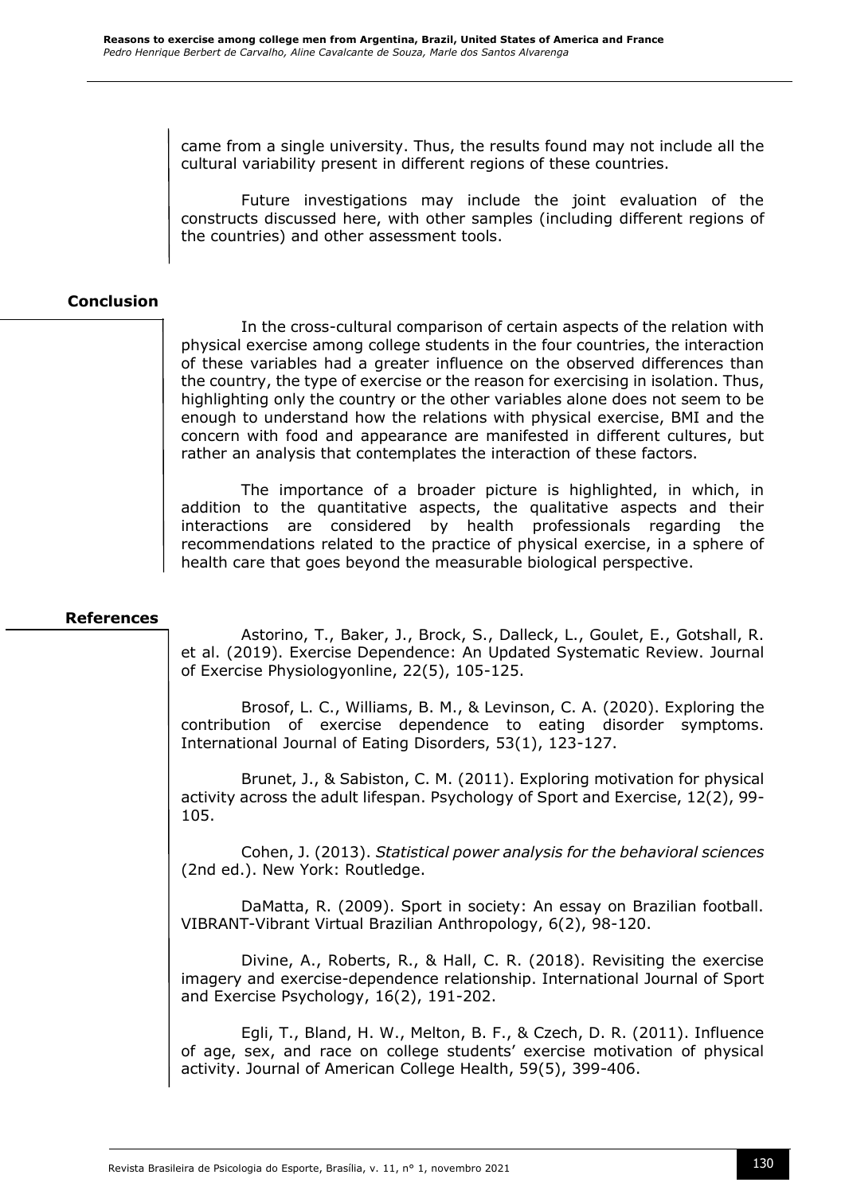came from a single university. Thus, the results found may not include all the cultural variability present in different regions of these countries.

Future investigations may include the joint evaluation of the constructs discussed here, with other samples (including different regions of the countries) and other assessment tools.

## Conclusion

In the cross-cultural comparison of certain aspects of the relation with physical exercise among college students in the four countries, the interaction of these variables had a greater influence on the observed differences than the country, the type of exercise or the reason for exercising in isolation. Thus, highlighting only the country or the other variables alone does not seem to be enough to understand how the relations with physical exercise, BMI and the concern with food and appearance are manifested in different cultures, but rather an analysis that contemplates the interaction of these factors.

The importance of a broader picture is highlighted, in which, in addition to the quantitative aspects, the qualitative aspects and their interactions are considered by health professionals regarding the recommendations related to the practice of physical exercise, in a sphere of health care that goes beyond the measurable biological perspective.

## References

Astorino, T., Baker, J., Brock, S., Dalleck, L., Goulet, E., Gotshall, R. et al. (2019). Exercise Dependence: An Updated Systematic Review. Journal of Exercise Physiologyonline, 22(5), 105-125.

Brosof, L. C., Williams, B. M., & Levinson, C. A. (2020). Exploring the contribution of exercise dependence to eating disorder symptoms. International Journal of Eating Disorders, 53(1), 123-127.

Brunet, J., & Sabiston, C. M. (2011). Exploring motivation for physical activity across the adult lifespan. Psychology of Sport and Exercise, 12(2), 99-105.

Cohen, J. (2013). *Statistical power analysis for the behavioral sciences* (2nd ed.). New York: Routledge.

DaMatta, R. (2009). Sport in society: An essay on Brazilian football. VIBRANT-Vibrant Virtual Brazilian Anthropology, 6(2), 98-120.

Divine, A., Roberts, R., & Hall, C. R. (2018). Revisiting the exercise imagery and exercise-dependence relationship. International Journal of Sport and Exercise Psychology, 16(2), 191-202.

Egli, T., Bland, H. W., Melton, B. F., & Czech, D. R. (2011). Influence of age, sex, and race on college students' exercise motivation of physical activity. Journal of American College Health, 59(5), 399-406.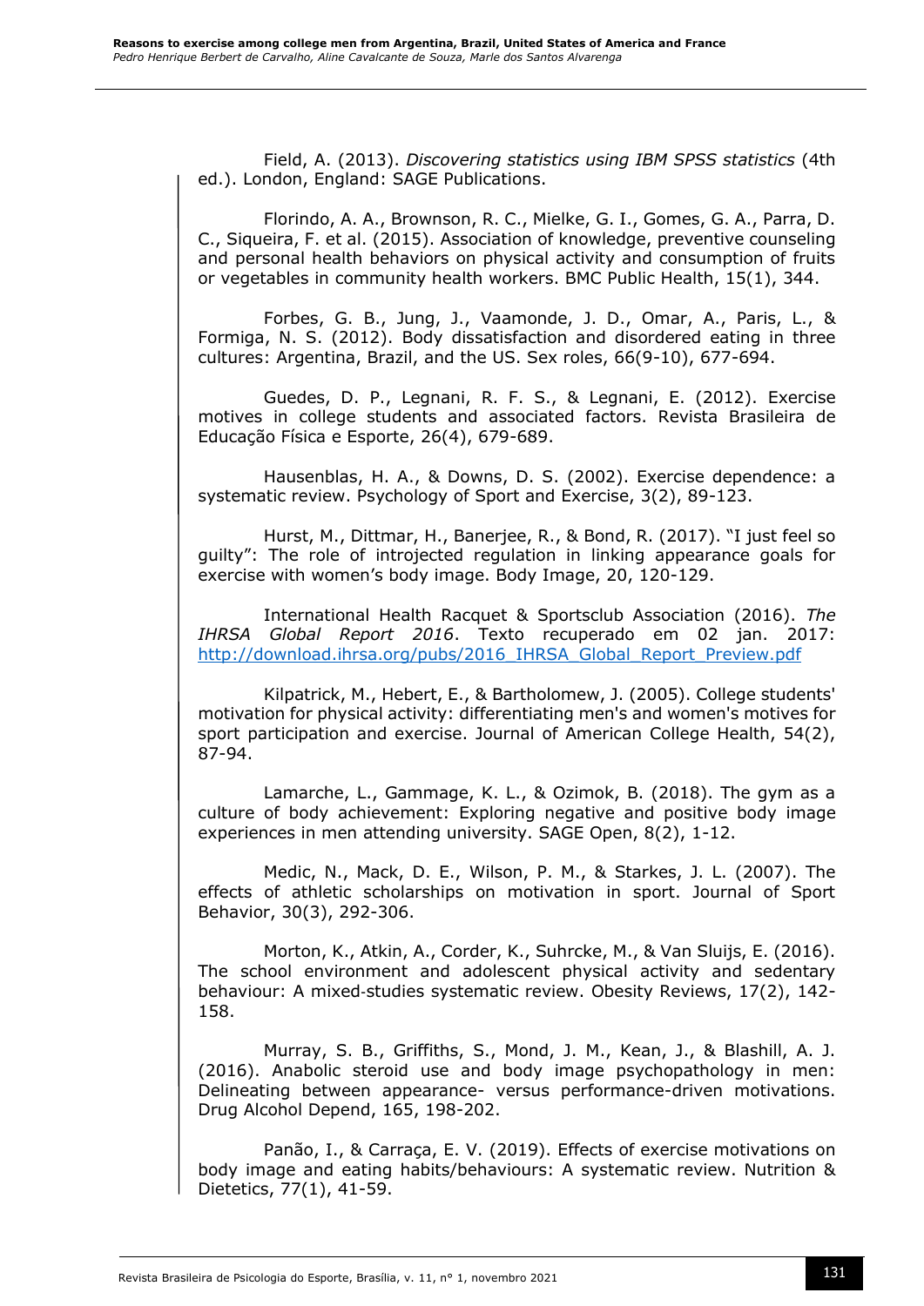Field, A. (2013). *Discovering statistics using IBM SPSS statistics* (4th ed.). London, England: SAGE Publications.

Florindo, A. A., Brownson, R. C., Mielke, G. I., Gomes, G. A., Parra, D. C., Siqueira, F. et al. (2015). Association of knowledge, preventive counseling and personal health behaviors on physical activity and consumption of fruits or vegetables in community health workers. BMC Public Health, 15(1), 344.

Forbes, G. B., Jung, J., Vaamonde, J. D., Omar, A., Paris, L., & Formiga, N. S. (2012). Body dissatisfaction and disordered eating in three cultures: Argentina, Brazil, and the US. Sex roles, 66(9-10), 677-694.

Guedes, D. P., Legnani, R. F. S., & Legnani, E. (2012). Exercise motives in college students and associated factors. Revista Brasileira de Educação Física e Esporte, 26(4), 679-689.

Hausenblas, H. A., & Downs, D. S. (2002). Exercise dependence: a systematic review. Psychology of Sport and Exercise, 3(2), 89-123.

Hurst, M., Dittmar, H., Banerjee, R., & Bond, R. (2017). "I just feel so guilty": The role of introjected regulation in linking appearance goals for exercise with women's body image. Body Image, 20, 120-129.

International Health Racquet & Sportsclub Association (2016). *The IHRSA Global Report 2016*. Texto recuperado em 02 jan. 2017: http://download.ihrsa.org/pubs/2016_IHRSA_Global_Report_Preview.pdf

Kilpatrick, M., Hebert, E., & Bartholomew, J. (2005). College students' motivation for physical activity: differentiating men's and women's motives for sport participation and exercise. Journal of American College Health, 54(2), 87-94.

Lamarche, L., Gammage, K. L., & Ozimok, B. (2018). The gym as a culture of body achievement: Exploring negative and positive body image experiences in men attending university. SAGE Open, 8(2), 1-12.

Medic, N., Mack, D. E., Wilson, P. M., & Starkes, J. L. (2007). The effects of athletic scholarships on motivation in sport. Journal of Sport Behavior, 30(3), 292-306.

Morton, K., Atkin, A., Corder, K., Suhrcke, M., & Van Sluijs, E. (2016). The school environment and adolescent physical activity and sedentary behaviour: A mixed-studies systematic review. Obesity Reviews, 17(2), 142-158.

Murray, S. B., Griffiths, S., Mond, J. M., Kean, J., & Blashill, A. J. (2016). Anabolic steroid use and body image psychopathology in men: Delineating between appearance- versus performance-driven motivations. Drug Alcohol Depend, 165, 198-202.

Panão, I., & Carraça, E. V. (2019). Effects of exercise motivations on body image and eating habits/behaviours: A systematic review. Nutrition & Dietetics, 77(1), 41-59.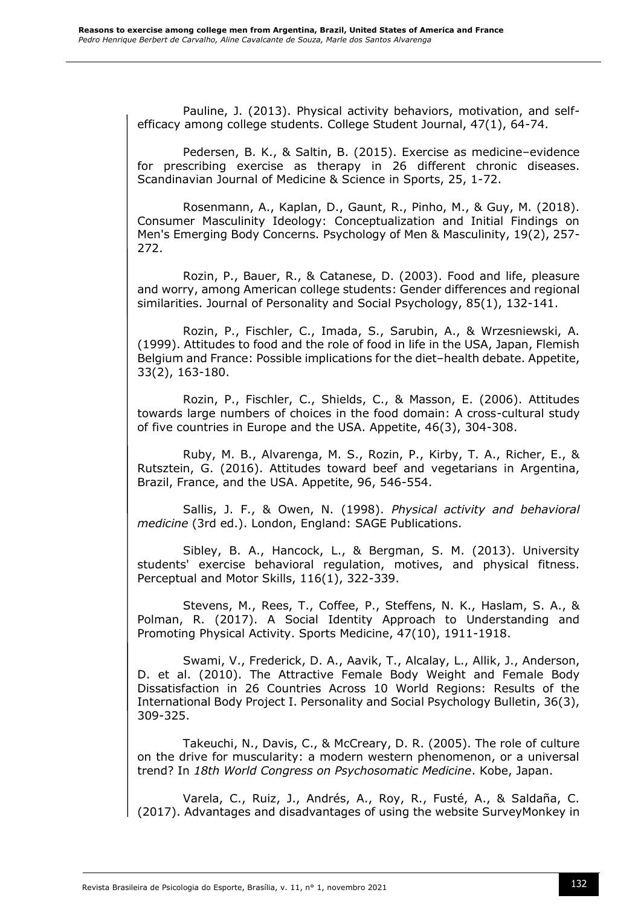Pauline, J. (2013). Physical activity behaviors, motivation, and self-efficacy among college students. College Student Journal, 47(1), 64-74.

Pedersen, B. K., & Saltin, B. (2015). Exercise as medicine–evidence for prescribing exercise as therapy in 26 different chronic diseases. Scandinavian Journal of Medicine & Science in Sports, 25, 1-72.

Rosenmann, A., Kaplan, D., Gaunt, R., Pinho, M., & Guy, M. (2018). Consumer Masculinity Ideology: Conceptualization and Initial Findings on Men's Emerging Body Concerns. Psychology of Men & Masculinity, 19(2), 257-272.

Rozin, P., Bauer, R., & Catanese, D. (2003). Food and life, pleasure and worry, among American college students: Gender differences and regional similarities. Journal of Personality and Social Psychology, 85(1), 132-141.

Rozin, P., Fischler, C., Imada, S., Sarubin, A., & Wrzesniewski, A. (1999). Attitudes to food and the role of food in life in the USA, Japan, Flemish Belgium and France: Possible implications for the diet–health debate. Appetite, 33(2), 163-180.

Rozin, P., Fischler, C., Shields, C., & Masson, E. (2006). Attitudes towards large numbers of choices in the food domain: A cross-cultural study of five countries in Europe and the USA. Appetite, 46(3), 304-308.

Ruby, M. B., Alvarenga, M. S., Rozin, P., Kirby, T. A., Richer, E., & Rutsztein, G. (2016). Attitudes toward beef and vegetarians in Argentina, Brazil, France, and the USA. Appetite, 96, 546-554.

Sallis, J. F., & Owen, N. (1998). *Physical activity and behavioral medicine* (3rd ed.). London, England: SAGE Publications.

Sibley, B. A., Hancock, L., & Bergman, S. M. (2013). University students' exercise behavioral regulation, motives, and physical fitness. Perceptual and Motor Skills, 116(1), 322-339.

Stevens, M., Rees, T., Coffee, P., Steffens, N. K., Haslam, S. A., & Polman, R. (2017). A Social Identity Approach to Understanding and Promoting Physical Activity. Sports Medicine, 47(10), 1911-1918.

Swami, V., Frederick, D. A., Aavik, T., Alcalay, L., Allik, J., Anderson, D. et al. (2010). The Attractive Female Body Weight and Female Body Dissatisfaction in 26 Countries Across 10 World Regions: Results of the International Body Project I. Personality and Social Psychology Bulletin, 36(3), 309-325.

Takeuchi, N., Davis, C., & McCreary, D. R. (2005). The role of culture on the drive for muscularity: a modern western phenomenon, or a universal trend? In *18th World Congress on Psychosomatic Medicine*. Kobe, Japan.

Varela, C., Ruiz, J., Andrés, A., Roy, R., Fusté, A., & Saldaña, C. (2017). Advantages and disadvantages of using the website SurveyMonkey in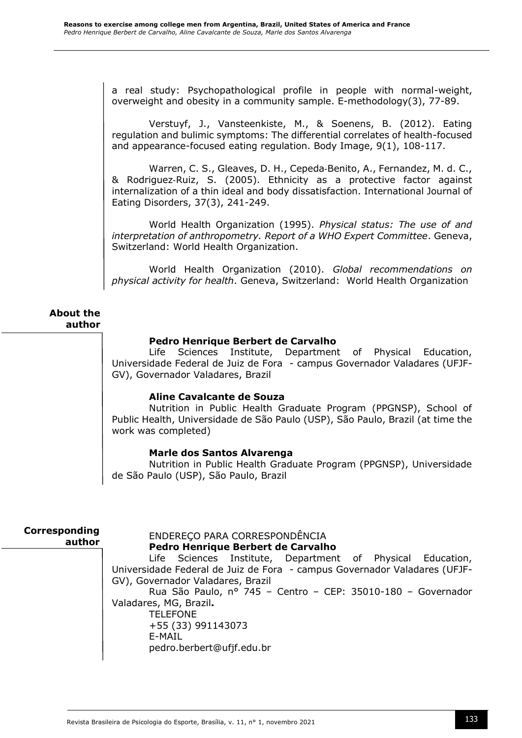a real study: Psychopathological profile in people with normal-weight, overweight and obesity in a community sample. E-methodology(3), 77-89.

Verstuyf, J., Vansteenkiste, M., & Soenens, B. (2012). Eating regulation and bulimic symptoms: The differential correlates of health-focused and appearance-focused eating regulation. Body Image, 9(1), 108-117.

Warren, C. S., Gleaves, D. H., Cepeda-Benito, A., Fernandez, M. d. C., & Rodriguez-Ruiz, S. (2005). Ethnicity as a protective factor against internalization of a thin ideal and body dissatisfaction. International Journal of Eating Disorders, 37(3), 241-249.

World Health Organization (1995). *Physical status: The use of and interpretation of anthropometry. Report of a WHO Expert Committee*. Geneva, Switzerland: World Health Organization.

World Health Organization (2010). *Global recommendations on physical activity for health*. Geneva, Switzerland: World Health Organization

## About the author

**Pedro Henrique Berbert de Carvalho**
Life Sciences Institute, Department of Physical Education, Universidade Federal de Juiz de Fora - campus Governador Valadares (UFJF-GV), Governador Valadares, Brazil

**Aline Cavalcante de Souza**
Nutrition in Public Health Graduate Program (PPGNSP), School of Public Health, Universidade de São Paulo (USP), São Paulo, Brazil (at time the work was completed)

**Marle dos Santos Alvarenga**
Nutrition in Public Health Graduate Program (PPGNSP), Universidade de São Paulo (USP), São Paulo, Brazil

## Corresponding author

ENDEREÇO PARA CORRESPONDÊNCIA
**Pedro Henrique Berbert de Carvalho**
Life Sciences Institute, Department of Physical Education, Universidade Federal de Juiz de Fora - campus Governador Valadares (UFJF-GV), Governador Valadares, Brazil
Rua São Paulo, n° 745 – Centro – CEP: 35010-180 – Governador Valadares, MG, Brazil**.**
TELEFONE
+55 (33) 991143073
E-MAIL
pedro.berbert@ufjf.edu.br